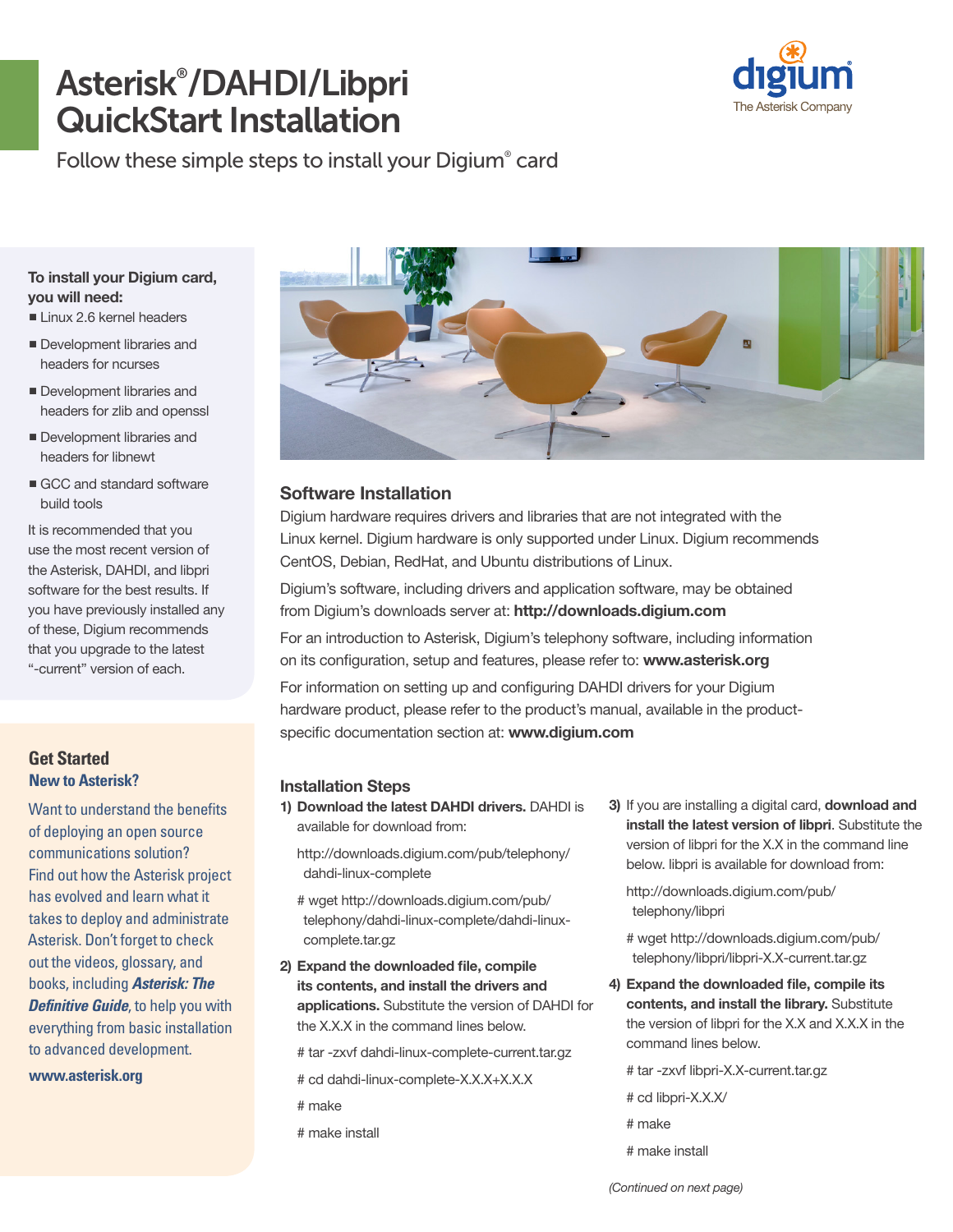# Asterisk®/DAHDI/Libpri QuickStart Installation

Follow these simple steps to install your Digium® card

**To install your Digium card, you will need:**

- Linux 2.6 kernel headers
- Development libraries and headers for ncurses
- Development libraries and headers for zlib and openssl
- Development libraries and headers for libnewt
- GCC and standard software build tools

It is recommended that you use the most recent version of the Asterisk, DAHDI, and libpri software for the best results. If you have previously installed any of these, Digium recommends that you upgrade to the latest "-current" version of each.

## Get Started

### New to Asterisk?

Want to understand the benefits of deploying an open source communications solution? Find out how the Asterisk project has evolved and learn what it takes to deploy and administrate Asterisk. Don't forget to check out the videos, glossary, and books, including ***Asterisk: The Definitive Guide***, to help you with everything from basic installation to advanced development.

**www.asterisk.org**

## Software Installation

Digium hardware requires drivers and libraries that are not integrated with the Linux kernel. Digium hardware is only supported under Linux. Digium recommends CentOS, Debian, RedHat, and Ubuntu distributions of Linux.

Digium's software, including drivers and application software, may be obtained from Digium's downloads server at: **http://downloads.digium.com**

For an introduction to Asterisk, Digium's telephony software, including information on its configuration, setup and features, please refer to: **www.asterisk.org**

For information on setting up and configuring DAHDI drivers for your Digium hardware product, please refer to the product's manual, available in the product-specific documentation section at: **www.digium.com**

## Installation Steps

1) **Download the latest DAHDI drivers.** DAHDI is available for download from:

   http://downloads.digium.com/pub/telephony/dahdi-linux-complete

   ```
   # wget http://downloads.digium.com/pub/telephony/dahdi-linux-complete/dahdi-linux-complete.tar.gz
   ```

2) **Expand the downloaded file, compile its contents, and install the drivers and applications.** Substitute the version of DAHDI for the X.X.X in the command lines below.

   ```
   # tar -zxvf dahdi-linux-complete-current.tar.gz
   # cd dahdi-linux-complete-X.X.X+X.X.X
   # make
   # make install
   ```

3) If you are installing a digital card, **download and install the latest version of libpri**. Substitute the version of libpri for the X.X in the command line below. libpri is available for download from:

   http://downloads.digium.com/pub/telephony/libpri

   ```
   # wget http://downloads.digium.com/pub/telephony/libpri/libpri-X.X-current.tar.gz
   ```

4) **Expand the downloaded file, compile its contents, and install the library.** Substitute the version of libpri for the X.X and X.X.X in the command lines below.

   ```
   # tar -zxvf libpri-X.X-current.tar.gz
   # cd libpri-X.X.X/
   # make
   # make install
   ```

*(Continued on next page)*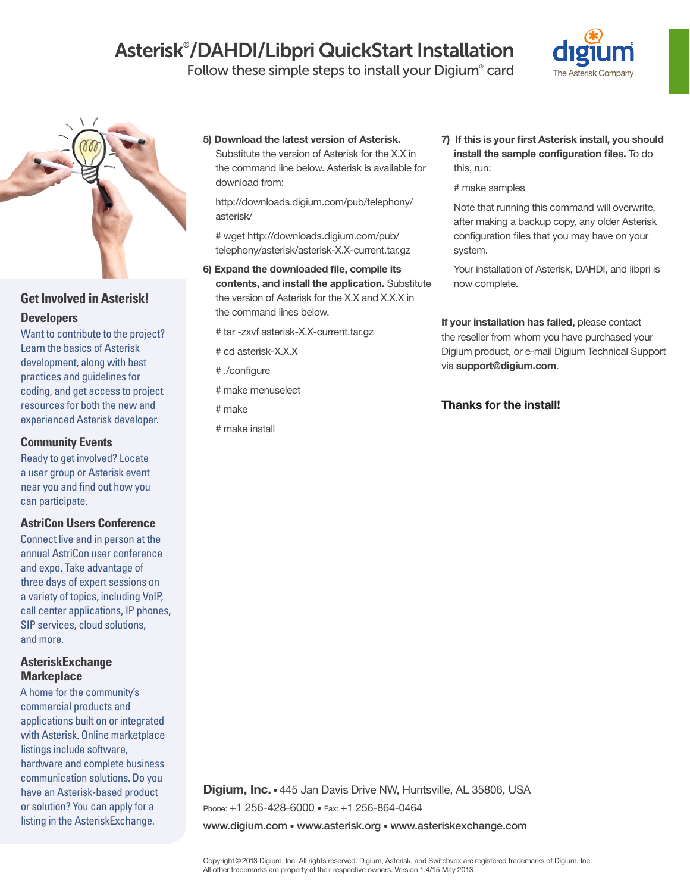# Asterisk®/DAHDI/Libpri QuickStart Installation

Follow these simple steps to install your Digium® card

## Get Involved in Asterisk!

### Developers

Want to contribute to the project? Learn the basics of Asterisk development, along with best practices and guidelines for coding, and get access to project resources for both the new and experienced Asterisk developer.

### Community Events

Ready to get involved? Locate a user group or Asterisk event near you and find out how you can participate.

### AstriCon Users Conference

Connect live and in person at the annual AstriCon user conference and expo. Take advantage of three days of expert sessions on a variety of topics, including VoIP, call center applications, IP phones, SIP services, cloud solutions, and more.

### AsteriskExchange Marketplace

A home for the community's commercial products and applications built on or integrated with Asterisk. Online marketplace listings include software, hardware and complete business communication solutions. Do you have an Asterisk-based product or solution? You can apply for a listing in the AsteriskExchange.

**5) Download the latest version of Asterisk.** Substitute the version of Asterisk for the X.X in the command line below. Asterisk is available for download from:

http://downloads.digium.com/pub/telephony/asterisk/

```
# wget http://downloads.digium.com/pub/telephony/asterisk/asterisk-X.X-current.tar.gz
```

**6) Expand the downloaded file, compile its contents, and install the application.** Substitute the version of Asterisk for the X.X and X.X.X in the command lines below.

```
# tar -zxvf asterisk-X.X-current.tar.gz
# cd asterisk-X.X.X
# ./configure
# make menuselect
# make
# make install
```

**7) If this is your first Asterisk install, you should install the sample configuration files.** To do this, run:

```
# make samples
```

Note that running this command will overwrite, after making a backup copy, any older Asterisk configuration files that you may have on your system.

Your installation of Asterisk, DAHDI, and libpri is now complete.

**If your installation has failed,** please contact the reseller from whom you have purchased your Digium product, or e-mail Digium Technical Support via **support@digium.com**.

**Thanks for the install!**

**Digium, Inc.** • 445 Jan Davis Drive NW, Huntsville, AL 35806, USA
Phone: +1 256-428-6000 • Fax: +1 256-864-0464
www.digium.com • www.asterisk.org • www.asteriskexchange.com

Copyright © 2013 Digium, Inc. All rights reserved. Digium, Asterisk, and Switchvox are registered trademarks of Digium, Inc. All other trademarks are property of their respective owners. Version 1.4/15 May 2013